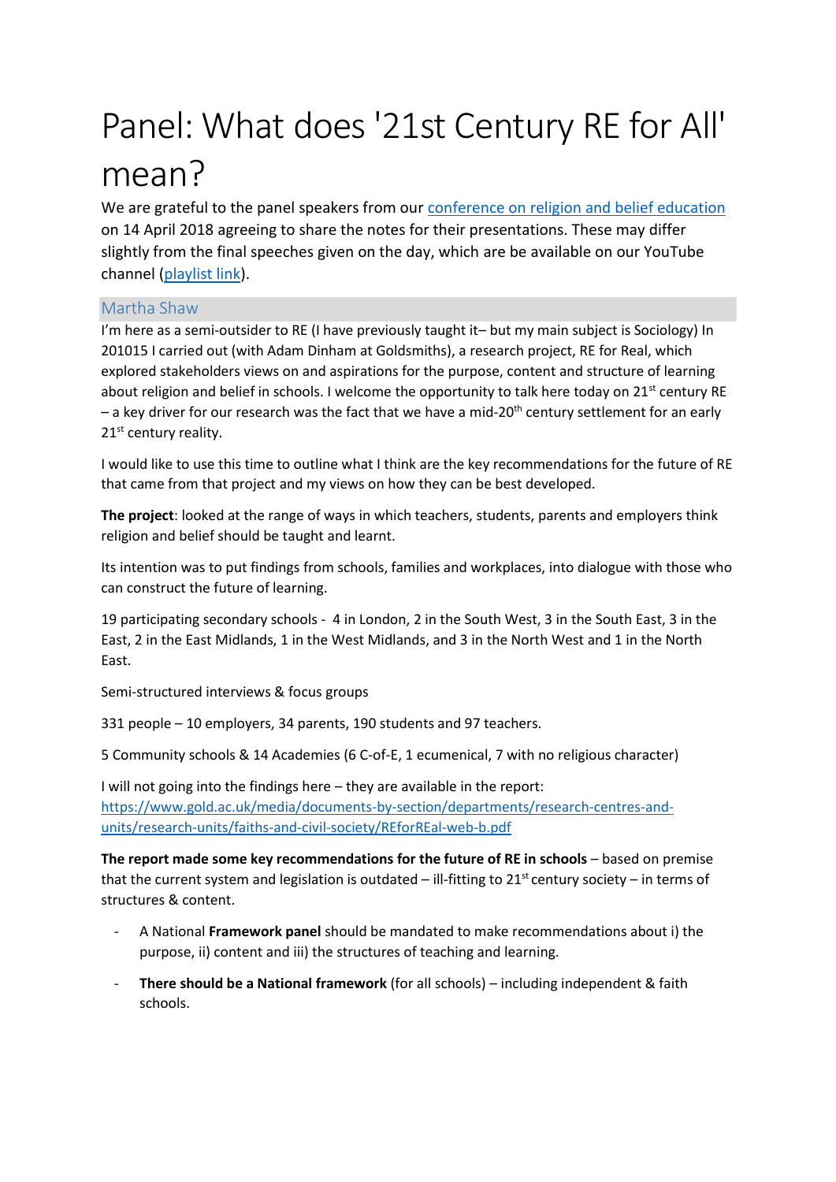# Panel: What does '21st Century RE for All' mean?

We are grateful to the panel speakers from our [conference on religion and belief education](conference on religion and belief education) on 14 April 2018 agreeing to share the notes for their presentations. These may differ slightly from the final speeches given on the day, which are be available on our YouTube channel ([playlist link](playlist link)).

## Martha Shaw

I'm here as a semi-outsider to RE (I have previously taught it– but my main subject is Sociology) In 201015 I carried out (with Adam Dinham at Goldsmiths), a research project, RE for Real, which explored stakeholders views on and aspirations for the purpose, content and structure of learning about religion and belief in schools. I welcome the opportunity to talk here today on 21st century RE – a key driver for our research was the fact that we have a mid-20th century settlement for an early 21st century reality.

I would like to use this time to outline what I think are the key recommendations for the future of RE that came from that project and my views on how they can be best developed.

**The project**: looked at the range of ways in which teachers, students, parents and employers think religion and belief should be taught and learnt.

Its intention was to put findings from schools, families and workplaces, into dialogue with those who can construct the future of learning.

19 participating secondary schools - 4 in London, 2 in the South West, 3 in the South East, 3 in the East, 2 in the East Midlands, 1 in the West Midlands, and 3 in the North West and 1 in the North East.

Semi-structured interviews & focus groups

331 people – 10 employers, 34 parents, 190 students and 97 teachers.

5 Community schools & 14 Academies (6 C-of-E, 1 ecumenical, 7 with no religious character)

I will not going into the findings here – they are available in the report: https://www.gold.ac.uk/media/documents-by-section/departments/research-centres-and-units/research-units/faiths-and-civil-society/REforREal-web-b.pdf

**The report made some key recommendations for the future of RE in schools** – based on premise that the current system and legislation is outdated – ill-fitting to 21st century society – in terms of structures & content.

- A National **Framework panel** should be mandated to make recommendations about i) the purpose, ii) content and iii) the structures of teaching and learning.
- **There should be a National framework** (for all schools) – including independent & faith schools.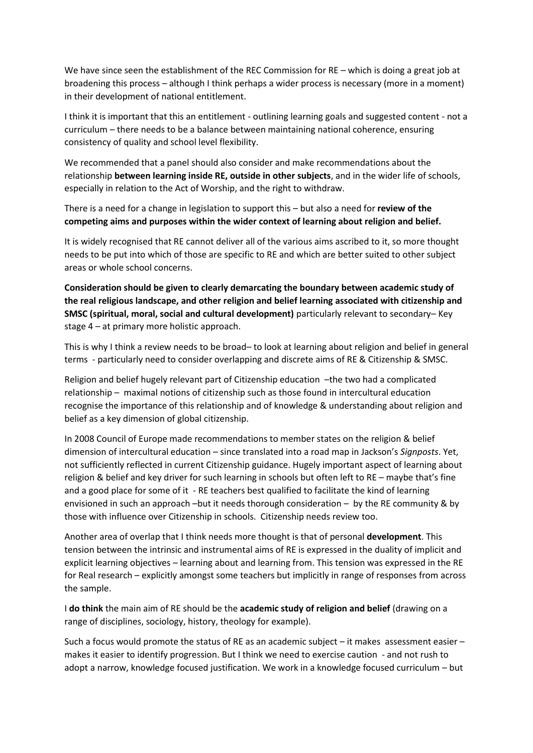We have since seen the establishment of the REC Commission for RE – which is doing a great job at broadening this process – although I think perhaps a wider process is necessary (more in a moment) in their development of national entitlement.

I think it is important that this an entitlement - outlining learning goals and suggested content - not a curriculum – there needs to be a balance between maintaining national coherence, ensuring consistency of quality and school level flexibility.

We recommended that a panel should also consider and make recommendations about the relationship **between learning inside RE, outside in other subjects**, and in the wider life of schools, especially in relation to the Act of Worship, and the right to withdraw.

There is a need for a change in legislation to support this – but also a need for **review of the competing aims and purposes within the wider context of learning about religion and belief.**

It is widely recognised that RE cannot deliver all of the various aims ascribed to it, so more thought needs to be put into which of those are specific to RE and which are better suited to other subject areas or whole school concerns.

**Consideration should be given to clearly demarcating the boundary between academic study of the real religious landscape, and other religion and belief learning associated with citizenship and SMSC (spiritual, moral, social and cultural development)** particularly relevant to secondary– Key stage 4 – at primary more holistic approach.

This is why I think a review needs to be broad– to look at learning about religion and belief in general terms - particularly need to consider overlapping and discrete aims of RE & Citizenship & SMSC.

Religion and belief hugely relevant part of Citizenship education –the two had a complicated relationship – maximal notions of citizenship such as those found in intercultural education recognise the importance of this relationship and of knowledge & understanding about religion and belief as a key dimension of global citizenship.

In 2008 Council of Europe made recommendations to member states on the religion & belief dimension of intercultural education – since translated into a road map in Jackson's *Signposts*. Yet, not sufficiently reflected in current Citizenship guidance. Hugely important aspect of learning about religion & belief and key driver for such learning in schools but often left to RE – maybe that's fine and a good place for some of it - RE teachers best qualified to facilitate the kind of learning envisioned in such an approach –but it needs thorough consideration – by the RE community & by those with influence over Citizenship in schools. Citizenship needs review too.

Another area of overlap that I think needs more thought is that of personal **development**. This tension between the intrinsic and instrumental aims of RE is expressed in the duality of implicit and explicit learning objectives – learning about and learning from. This tension was expressed in the RE for Real research – explicitly amongst some teachers but implicitly in range of responses from across the sample.

I **do think** the main aim of RE should be the **academic study of religion and belief** (drawing on a range of disciplines, sociology, history, theology for example).

Such a focus would promote the status of RE as an academic subject – it makes assessment easier – makes it easier to identify progression. But I think we need to exercise caution - and not rush to adopt a narrow, knowledge focused justification. We work in a knowledge focused curriculum – but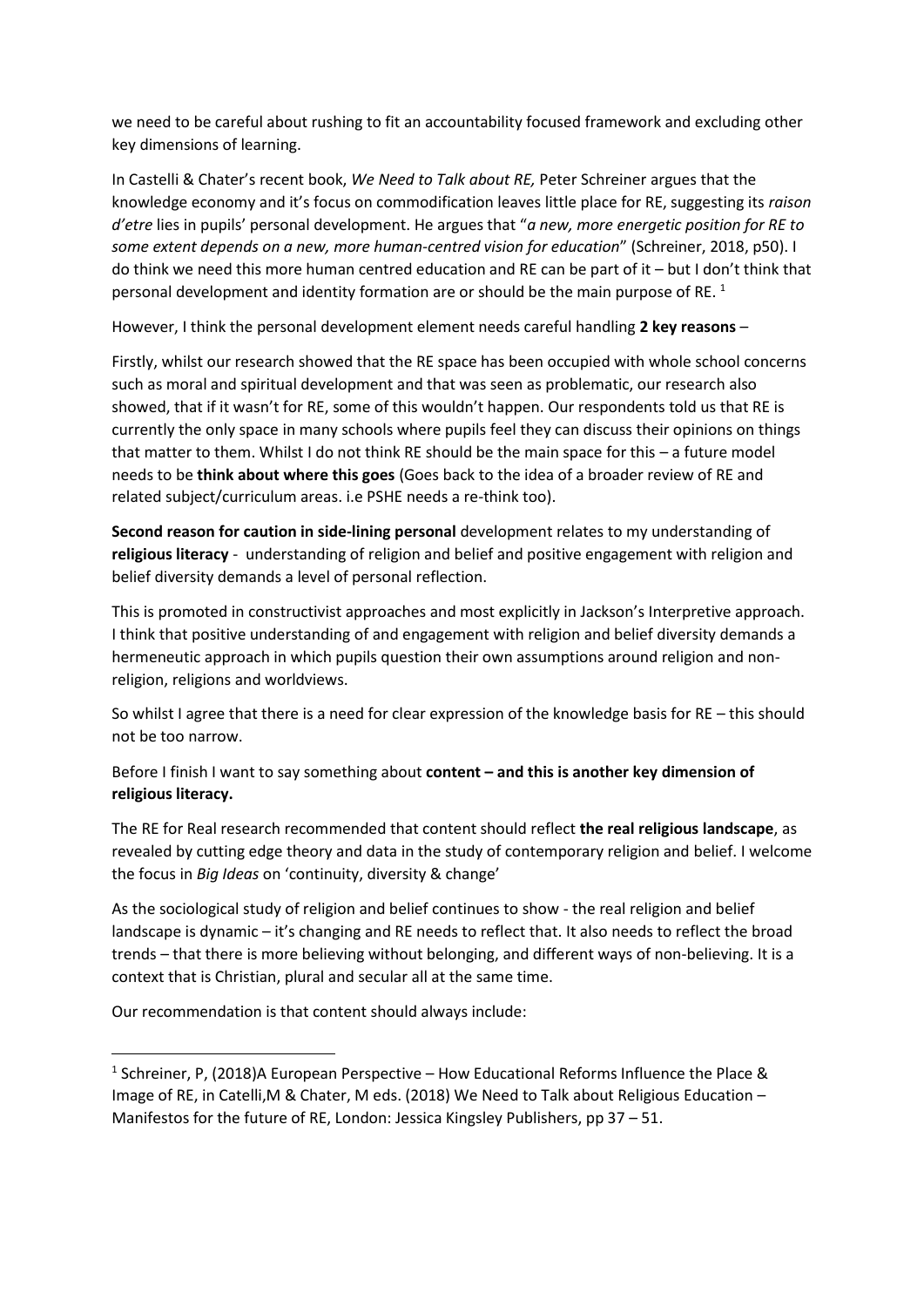we need to be careful about rushing to fit an accountability focused framework and excluding other key dimensions of learning.

In Castelli & Chater's recent book, *We Need to Talk about RE,* Peter Schreiner argues that the knowledge economy and it's focus on commodification leaves little place for RE, suggesting its *raison d'etre* lies in pupils' personal development. He argues that "*a new, more energetic position for RE to some extent depends on a new, more human-centred vision for education*" (Schreiner, 2018, p50). I do think we need this more human centred education and RE can be part of it – but I don't think that personal development and identity formation are or should be the main purpose of RE. [1]

However, I think the personal development element needs careful handling **2 key reasons** –

Firstly, whilst our research showed that the RE space has been occupied with whole school concerns such as moral and spiritual development and that was seen as problematic, our research also showed, that if it wasn't for RE, some of this wouldn't happen. Our respondents told us that RE is currently the only space in many schools where pupils feel they can discuss their opinions on things that matter to them. Whilst I do not think RE should be the main space for this – a future model needs to be **think about where this goes** (Goes back to the idea of a broader review of RE and related subject/curriculum areas. i.e PSHE needs a re-think too).

**Second reason for caution in side-lining personal** development relates to my understanding of **religious literacy** - understanding of religion and belief and positive engagement with religion and belief diversity demands a level of personal reflection.

This is promoted in constructivist approaches and most explicitly in Jackson's Interpretive approach. I think that positive understanding of and engagement with religion and belief diversity demands a hermeneutic approach in which pupils question their own assumptions around religion and non-religion, religions and worldviews.

So whilst I agree that there is a need for clear expression of the knowledge basis for RE – this should not be too narrow.

Before I finish I want to say something about **content – and this is another key dimension of religious literacy.**

The RE for Real research recommended that content should reflect **the real religious landscape**, as revealed by cutting edge theory and data in the study of contemporary religion and belief. I welcome the focus in *Big Ideas* on 'continuity, diversity & change'

As the sociological study of religion and belief continues to show - the real religion and belief landscape is dynamic – it's changing and RE needs to reflect that. It also needs to reflect the broad trends – that there is more believing without belonging, and different ways of non-believing. It is a context that is Christian, plural and secular all at the same time.

Our recommendation is that content should always include:

---

[1] Schreiner, P, (2018)A European Perspective – How Educational Reforms Influence the Place & Image of RE, in Catelli,M & Chater, M eds. (2018) We Need to Talk about Religious Education – Manifestos for the future of RE, London: Jessica Kingsley Publishers, pp 37 – 51.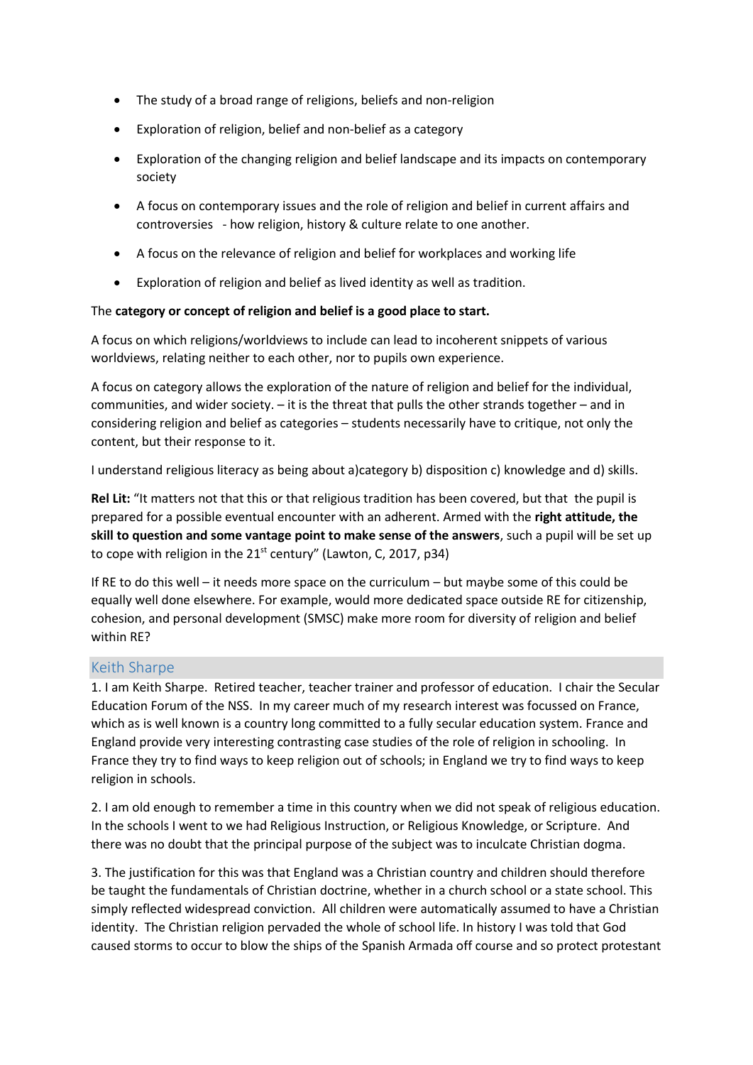- The study of a broad range of religions, beliefs and non-religion
- Exploration of religion, belief and non-belief as a category
- Exploration of the changing religion and belief landscape and its impacts on contemporary society
- A focus on contemporary issues and the role of religion and belief in current affairs and controversies - how religion, history & culture relate to one another.
- A focus on the relevance of religion and belief for workplaces and working life
- Exploration of religion and belief as lived identity as well as tradition.

The **category or concept of religion and belief is a good place to start.**

A focus on which religions/worldviews to include can lead to incoherent snippets of various worldviews, relating neither to each other, nor to pupils own experience.

A focus on category allows the exploration of the nature of religion and belief for the individual, communities, and wider society. – it is the threat that pulls the other strands together – and in considering religion and belief as categories – students necessarily have to critique, not only the content, but their response to it.

I understand religious literacy as being about a)category b) disposition c) knowledge and d) skills.

**Rel Lit:** "It matters not that this or that religious tradition has been covered, but that the pupil is prepared for a possible eventual encounter with an adherent. Armed with the **right attitude, the skill to question and some vantage point to make sense of the answers**, such a pupil will be set up to cope with religion in the 21st century" (Lawton, C, 2017, p34)

If RE to do this well – it needs more space on the curriculum – but maybe some of this could be equally well done elsewhere. For example, would more dedicated space outside RE for citizenship, cohesion, and personal development (SMSC) make more room for diversity of religion and belief within RE?

## Keith Sharpe

1. I am Keith Sharpe. Retired teacher, teacher trainer and professor of education. I chair the Secular Education Forum of the NSS. In my career much of my research interest was focussed on France, which as is well known is a country long committed to a fully secular education system. France and England provide very interesting contrasting case studies of the role of religion in schooling. In France they try to find ways to keep religion out of schools; in England we try to find ways to keep religion in schools.

2. I am old enough to remember a time in this country when we did not speak of religious education. In the schools I went to we had Religious Instruction, or Religious Knowledge, or Scripture. And there was no doubt that the principal purpose of the subject was to inculcate Christian dogma.

3. The justification for this was that England was a Christian country and children should therefore be taught the fundamentals of Christian doctrine, whether in a church school or a state school. This simply reflected widespread conviction. All children were automatically assumed to have a Christian identity. The Christian religion pervaded the whole of school life. In history I was told that God caused storms to occur to blow the ships of the Spanish Armada off course and so protect protestant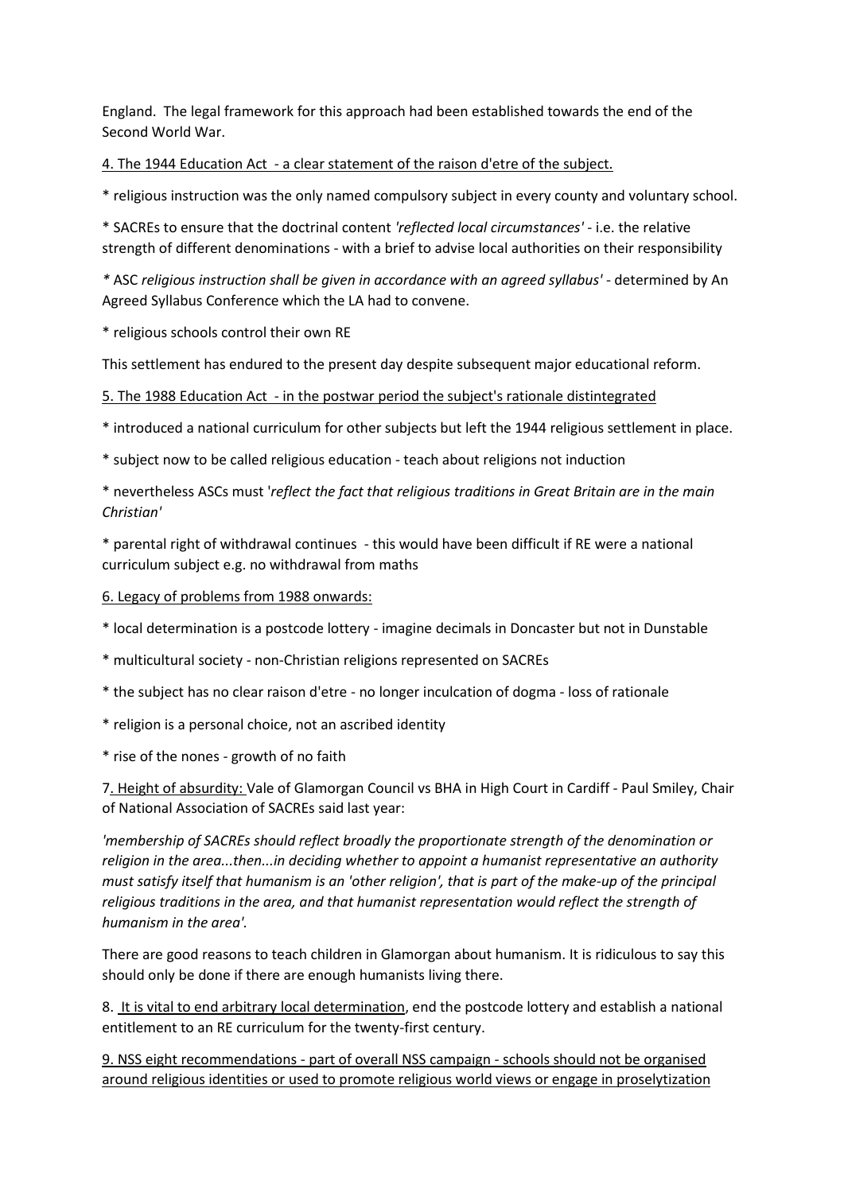England. The legal framework for this approach had been established towards the end of the Second World War.

4. The 1944 Education Act - a clear statement of the raison d'etre of the subject.

* religious instruction was the only named compulsory subject in every county and voluntary school.

* SACREs to ensure that the doctrinal content *'reflected local circumstances'* - i.e. the relative strength of different denominations - with a brief to advise local authorities on their responsibility

* ASC *religious instruction shall be given in accordance with an agreed syllabus'* - determined by An Agreed Syllabus Conference which the LA had to convene.

* religious schools control their own RE

This settlement has endured to the present day despite subsequent major educational reform.

5. The 1988 Education Act - in the postwar period the subject's rationale distintegrated

* introduced a national curriculum for other subjects but left the 1944 religious settlement in place.

* subject now to be called religious education - teach about religions not induction

* nevertheless ASCs must '*reflect the fact that religious traditions in Great Britain are in the main Christian'*

* parental right of withdrawal continues - this would have been difficult if RE were a national curriculum subject e.g. no withdrawal from maths

6. Legacy of problems from 1988 onwards:

* local determination is a postcode lottery - imagine decimals in Doncaster but not in Dunstable

* multicultural society - non-Christian religions represented on SACREs

* the subject has no clear raison d'etre - no longer inculcation of dogma - loss of rationale

* religion is a personal choice, not an ascribed identity

* rise of the nones - growth of no faith

7. Height of absurdity: Vale of Glamorgan Council vs BHA in High Court in Cardiff - Paul Smiley, Chair of National Association of SACREs said last year:

*'membership of SACREs should reflect broadly the proportionate strength of the denomination or religion in the area...then...in deciding whether to appoint a humanist representative an authority must satisfy itself that humanism is an 'other religion', that is part of the make-up of the principal religious traditions in the area, and that humanist representation would reflect the strength of humanism in the area'.*

There are good reasons to teach children in Glamorgan about humanism. It is ridiculous to say this should only be done if there are enough humanists living there.

8. It is vital to end arbitrary local determination, end the postcode lottery and establish a national entitlement to an RE curriculum for the twenty-first century.

9. NSS eight recommendations - part of overall NSS campaign - schools should not be organised around religious identities or used to promote religious world views or engage in proselytization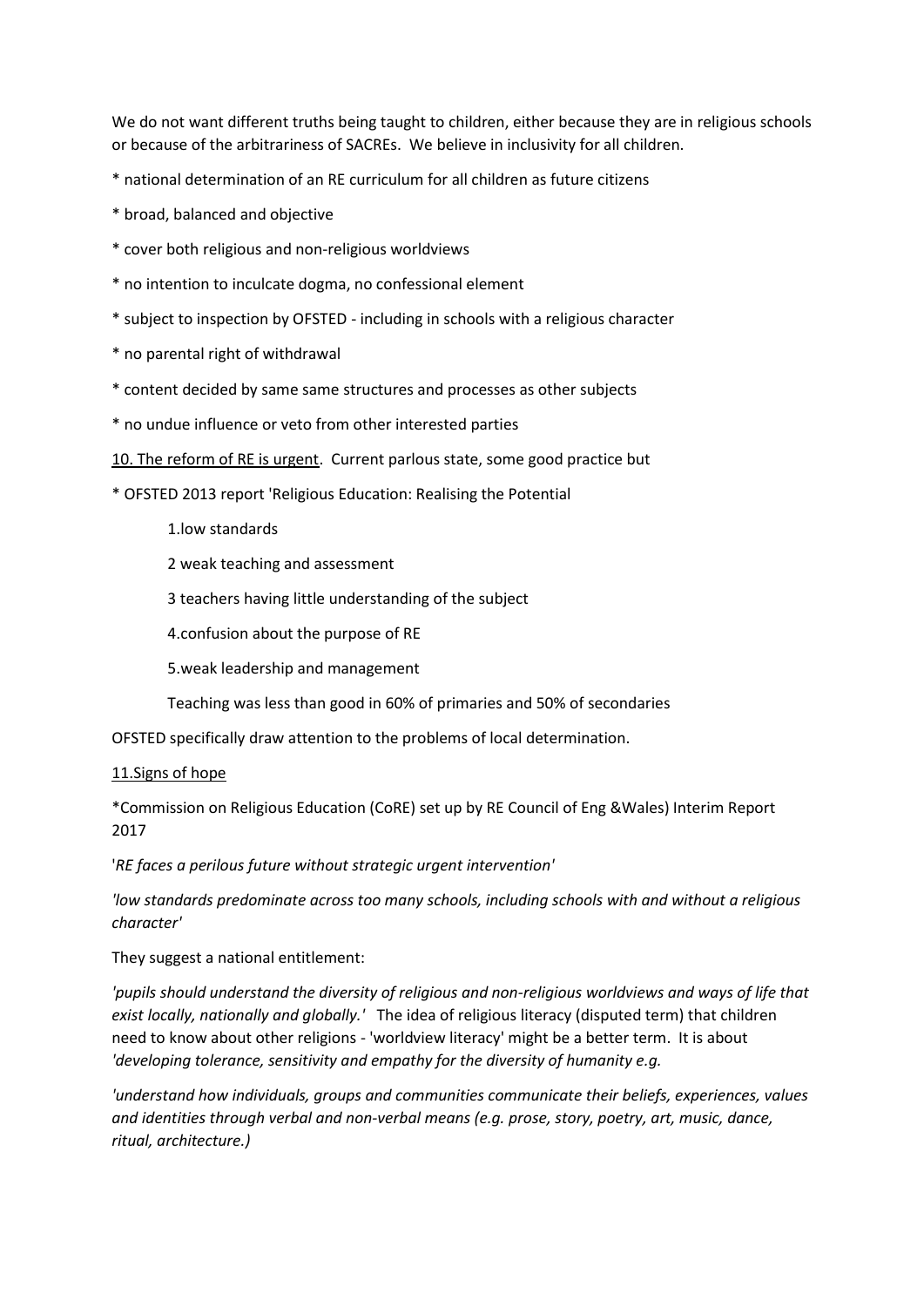We do not want different truths being taught to children, either because they are in religious schools or because of the arbitrariness of SACREs. We believe in inclusivity for all children.

* national determination of an RE curriculum for all children as future citizens

* broad, balanced and objective

* cover both religious and non-religious worldviews

* no intention to inculcate dogma, no confessional element

* subject to inspection by OFSTED - including in schools with a religious character

* no parental right of withdrawal

* content decided by same same structures and processes as other subjects

* no undue influence or veto from other interested parties

<u>10. The reform of RE is urgent</u>. Current parlous state, some good practice but

* OFSTED 2013 report 'Religious Education: Realising the Potential

    1.low standards

    2 weak teaching and assessment

    3 teachers having little understanding of the subject

    4.confusion about the purpose of RE

    5.weak leadership and management

    Teaching was less than good in 60% of primaries and 50% of secondaries

OFSTED specifically draw attention to the problems of local determination.

<u>11.Signs of hope</u>

*Commission on Religious Education (CoRE) set up by RE Council of Eng &Wales) Interim Report 2017

'*RE faces a perilous future without strategic urgent intervention'*

*'low standards predominate across too many schools, including schools with and without a religious character'*

They suggest a national entitlement:

*'pupils should understand the diversity of religious and non-religious worldviews and ways of life that exist locally, nationally and globally.'* The idea of religious literacy (disputed term) that children need to know about other religions - 'worldview literacy' might be a better term. It is about *'developing tolerance, sensitivity and empathy for the diversity of humanity e.g.*

*'understand how individuals, groups and communities communicate their beliefs, experiences, values and identities through verbal and non-verbal means (e.g. prose, story, poetry, art, music, dance, ritual, architecture.)*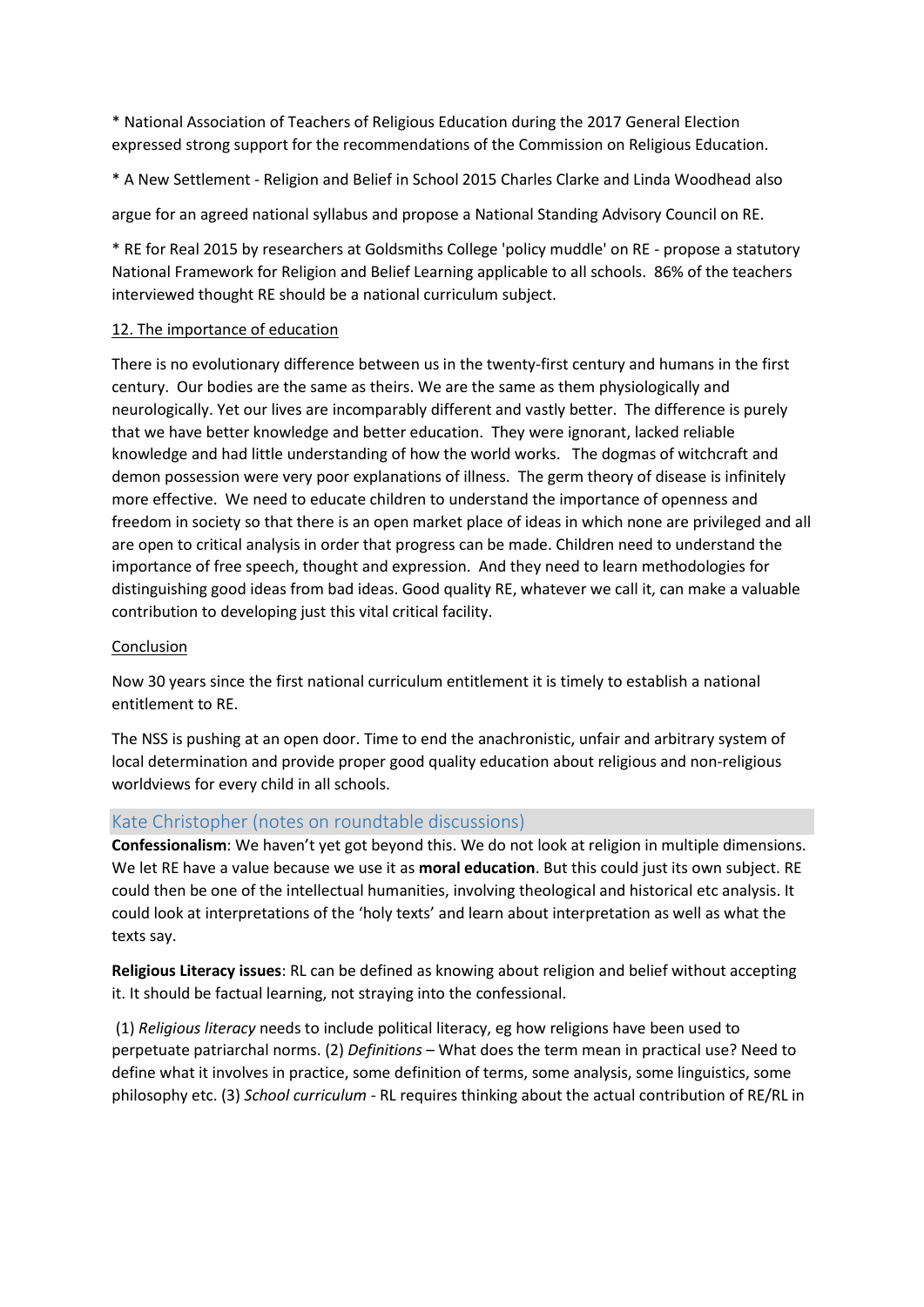* National Association of Teachers of Religious Education during the 2017 General Election expressed strong support for the recommendations of the Commission on Religious Education.

* A New Settlement - Religion and Belief in School 2015 Charles Clarke and Linda Woodhead also

argue for an agreed national syllabus and propose a National Standing Advisory Council on RE.

* RE for Real 2015 by researchers at Goldsmiths College 'policy muddle' on RE - propose a statutory National Framework for Religion and Belief Learning applicable to all schools. 86% of the teachers interviewed thought RE should be a national curriculum subject.

12. The importance of education

There is no evolutionary difference between us in the twenty-first century and humans in the first century. Our bodies are the same as theirs. We are the same as them physiologically and neurologically. Yet our lives are incomparably different and vastly better. The difference is purely that we have better knowledge and better education. They were ignorant, lacked reliable knowledge and had little understanding of how the world works. The dogmas of witchcraft and demon possession were very poor explanations of illness. The germ theory of disease is infinitely more effective. We need to educate children to understand the importance of openness and freedom in society so that there is an open market place of ideas in which none are privileged and all are open to critical analysis in order that progress can be made. Children need to understand the importance of free speech, thought and expression. And they need to learn methodologies for distinguishing good ideas from bad ideas. Good quality RE, whatever we call it, can make a valuable contribution to developing just this vital critical facility.

Conclusion

Now 30 years since the first national curriculum entitlement it is timely to establish a national entitlement to RE.

The NSS is pushing at an open door. Time to end the anachronistic, unfair and arbitrary system of local determination and provide proper good quality education about religious and non-religious worldviews for every child in all schools.

## Kate Christopher (notes on roundtable discussions)

**Confessionalism**: We haven't yet got beyond this. We do not look at religion in multiple dimensions. We let RE have a value because we use it as **moral education**. But this could just its own subject. RE could then be one of the intellectual humanities, involving theological and historical etc analysis. It could look at interpretations of the 'holy texts' and learn about interpretation as well as what the texts say.

**Religious Literacy issues**: RL can be defined as knowing about religion and belief without accepting it. It should be factual learning, not straying into the confessional.

(1) *Religious literacy* needs to include political literacy, eg how religions have been used to perpetuate patriarchal norms. (2) *Definitions* – What does the term mean in practical use? Need to define what it involves in practice, some definition of terms, some analysis, some linguistics, some philosophy etc. (3) *School curriculum* - RL requires thinking about the actual contribution of RE/RL in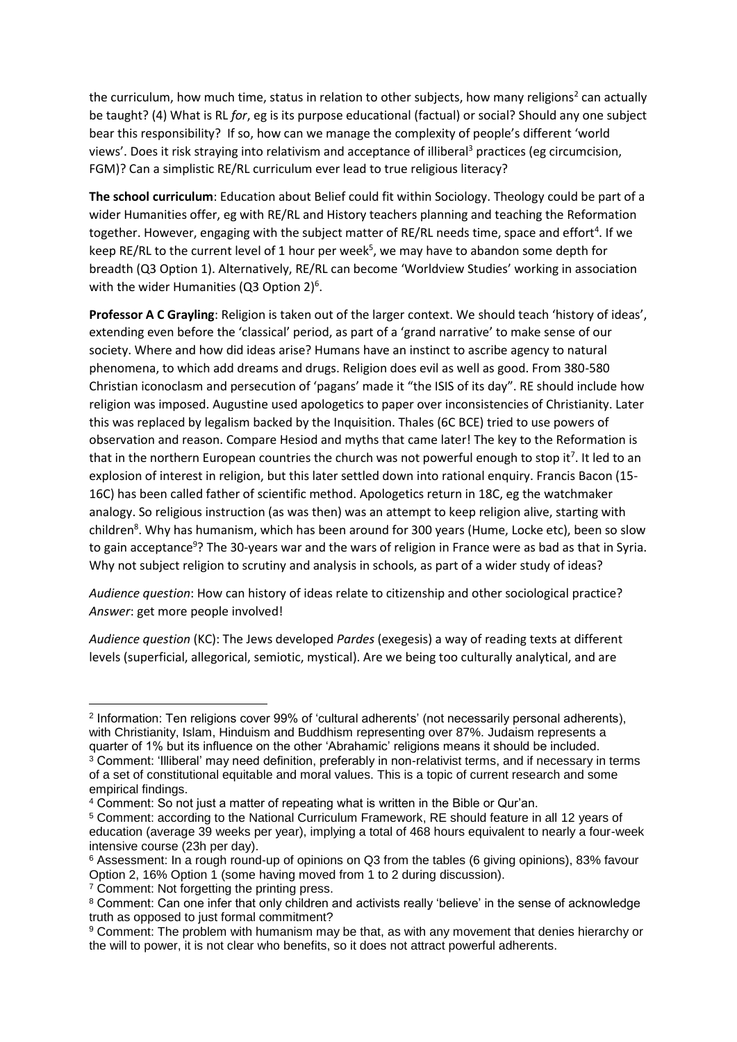the curriculum, how much time, status in relation to other subjects, how many religions[2] can actually be taught? (4) What is RL *for*, eg is its purpose educational (factual) or social? Should any one subject bear this responsibility? If so, how can we manage the complexity of people's different 'world views'. Does it risk straying into relativism and acceptance of illiberal[3] practices (eg circumcision, FGM)? Can a simplistic RE/RL curriculum ever lead to true religious literacy?

**The school curriculum**: Education about Belief could fit within Sociology. Theology could be part of a wider Humanities offer, eg with RE/RL and History teachers planning and teaching the Reformation together. However, engaging with the subject matter of RE/RL needs time, space and effort[4]. If we keep RE/RL to the current level of 1 hour per week[5], we may have to abandon some depth for breadth (Q3 Option 1). Alternatively, RE/RL can become 'Worldview Studies' working in association with the wider Humanities (Q3 Option 2)[6].

**Professor A C Grayling**: Religion is taken out of the larger context. We should teach 'history of ideas', extending even before the 'classical' period, as part of a 'grand narrative' to make sense of our society. Where and how did ideas arise? Humans have an instinct to ascribe agency to natural phenomena, to which add dreams and drugs. Religion does evil as well as good. From 380-580 Christian iconoclasm and persecution of 'pagans' made it "the ISIS of its day". RE should include how religion was imposed. Augustine used apologetics to paper over inconsistencies of Christianity. Later this was replaced by legalism backed by the Inquisition. Thales (6C BCE) tried to use powers of observation and reason. Compare Hesiod and myths that came later! The key to the Reformation is that in the northern European countries the church was not powerful enough to stop it[7]. It led to an explosion of interest in religion, but this later settled down into rational enquiry. Francis Bacon (15-16C) has been called father of scientific method. Apologetics return in 18C, eg the watchmaker analogy. So religious instruction (as was then) was an attempt to keep religion alive, starting with children[8]. Why has humanism, which has been around for 300 years (Hume, Locke etc), been so slow to gain acceptance[9]? The 30-years war and the wars of religion in France were as bad as that in Syria. Why not subject religion to scrutiny and analysis in schools, as part of a wider study of ideas?

*Audience question*: How can history of ideas relate to citizenship and other sociological practice? *Answer*: get more people involved!

*Audience question* (KC): The Jews developed *Pardes* (exegesis) a way of reading texts at different levels (superficial, allegorical, semiotic, mystical). Are we being too culturally analytical, and are

---

[2] Information: Ten religions cover 99% of 'cultural adherents' (not necessarily personal adherents), with Christianity, Islam, Hinduism and Buddhism representing over 87%. Judaism represents a quarter of 1% but its influence on the other 'Abrahamic' religions means it should be included.

[3] Comment: 'Illiberal' may need definition, preferably in non-relativist terms, and if necessary in terms of a set of constitutional equitable and moral values. This is a topic of current research and some empirical findings.

[4] Comment: So not just a matter of repeating what is written in the Bible or Qur'an.

[5] Comment: according to the National Curriculum Framework, RE should feature in all 12 years of education (average 39 weeks per year), implying a total of 468 hours equivalent to nearly a four-week intensive course (23h per day).

[6] Assessment: In a rough round-up of opinions on Q3 from the tables (6 giving opinions), 83% favour Option 2, 16% Option 1 (some having moved from 1 to 2 during discussion).

[7] Comment: Not forgetting the printing press.

[8] Comment: Can one infer that only children and activists really 'believe' in the sense of acknowledge truth as opposed to just formal commitment?

[9] Comment: The problem with humanism may be that, as with any movement that denies hierarchy or the will to power, it is not clear who benefits, so it does not attract powerful adherents.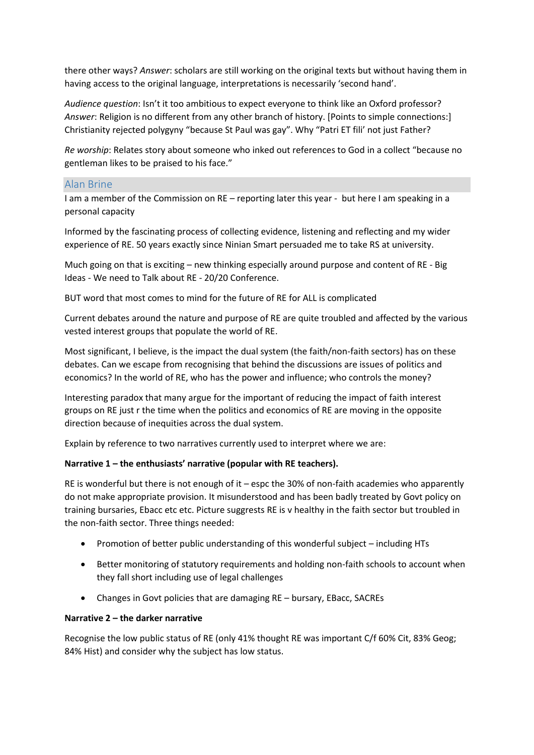there other ways? *Answer*: scholars are still working on the original texts but without having them in having access to the original language, interpretations is necessarily 'second hand'.

*Audience question*: Isn't it too ambitious to expect everyone to think like an Oxford professor? *Answer*: Religion is no different from any other branch of history. [Points to simple connections:] Christianity rejected polygyny "because St Paul was gay". Why "Patri ET fili' not just Father?

*Re worship*: Relates story about someone who inked out references to God in a collect "because no gentleman likes to be praised to his face."

## Alan Brine

I am a member of the Commission on RE – reporting later this year - but here I am speaking in a personal capacity

Informed by the fascinating process of collecting evidence, listening and reflecting and my wider experience of RE. 50 years exactly since Ninian Smart persuaded me to take RS at university.

Much going on that is exciting – new thinking especially around purpose and content of RE - Big Ideas - We need to Talk about RE - 20/20 Conference.

BUT word that most comes to mind for the future of RE for ALL is complicated

Current debates around the nature and purpose of RE are quite troubled and affected by the various vested interest groups that populate the world of RE.

Most significant, I believe, is the impact the dual system (the faith/non-faith sectors) has on these debates. Can we escape from recognising that behind the discussions are issues of politics and economics? In the world of RE, who has the power and influence; who controls the money?

Interesting paradox that many argue for the important of reducing the impact of faith interest groups on RE just r the time when the politics and economics of RE are moving in the opposite direction because of inequities across the dual system.

Explain by reference to two narratives currently used to interpret where we are:

**Narrative 1 – the enthusiasts' narrative (popular with RE teachers).**

RE is wonderful but there is not enough of it – espc the 30% of non-faith academies who apparently do not make appropriate provision. It misunderstood and has been badly treated by Govt policy on training bursaries, Ebacc etc etc. Picture suggests RE is v healthy in the faith sector but troubled in the non-faith sector. Three things needed:

- Promotion of better public understanding of this wonderful subject – including HTs
- Better monitoring of statutory requirements and holding non-faith schools to account when they fall short including use of legal challenges
- Changes in Govt policies that are damaging RE – bursary, EBacc, SACREs

**Narrative 2 – the darker narrative**

Recognise the low public status of RE (only 41% thought RE was important C/f 60% Cit, 83% Geog; 84% Hist) and consider why the subject has low status.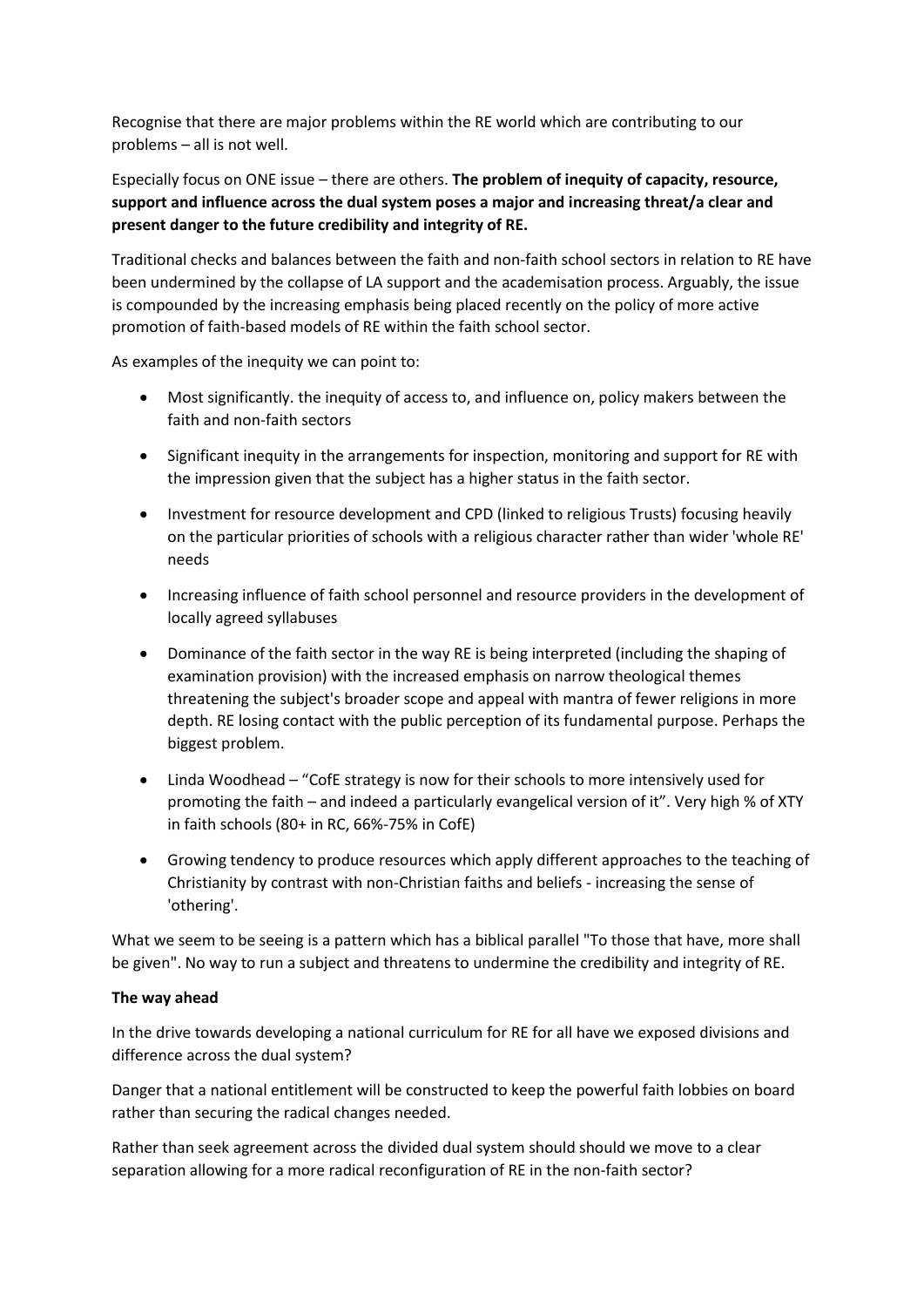Recognise that there are major problems within the RE world which are contributing to our problems – all is not well.

Especially focus on ONE issue – there are others. **The problem of inequity of capacity, resource, support and influence across the dual system poses a major and increasing threat/a clear and present danger to the future credibility and integrity of RE.**

Traditional checks and balances between the faith and non-faith school sectors in relation to RE have been undermined by the collapse of LA support and the academisation process. Arguably, the issue is compounded by the increasing emphasis being placed recently on the policy of more active promotion of faith-based models of RE within the faith school sector.

As examples of the inequity we can point to:

- Most significantly. the inequity of access to, and influence on, policy makers between the faith and non-faith sectors
- Significant inequity in the arrangements for inspection, monitoring and support for RE with the impression given that the subject has a higher status in the faith sector.
- Investment for resource development and CPD (linked to religious Trusts) focusing heavily on the particular priorities of schools with a religious character rather than wider 'whole RE' needs
- Increasing influence of faith school personnel and resource providers in the development of locally agreed syllabuses
- Dominance of the faith sector in the way RE is being interpreted (including the shaping of examination provision) with the increased emphasis on narrow theological themes threatening the subject's broader scope and appeal with mantra of fewer religions in more depth. RE losing contact with the public perception of its fundamental purpose. Perhaps the biggest problem.
- Linda Woodhead – "CofE strategy is now for their schools to more intensively used for promoting the faith – and indeed a particularly evangelical version of it". Very high % of XTY in faith schools (80+ in RC, 66%-75% in CofE)
- Growing tendency to produce resources which apply different approaches to the teaching of Christianity by contrast with non-Christian faiths and beliefs - increasing the sense of 'othering'.

What we seem to be seeing is a pattern which has a biblical parallel "To those that have, more shall be given". No way to run a subject and threatens to undermine the credibility and integrity of RE.

**The way ahead**

In the drive towards developing a national curriculum for RE for all have we exposed divisions and difference across the dual system?

Danger that a national entitlement will be constructed to keep the powerful faith lobbies on board rather than securing the radical changes needed.

Rather than seek agreement across the divided dual system should should we move to a clear separation allowing for a more radical reconfiguration of RE in the non-faith sector?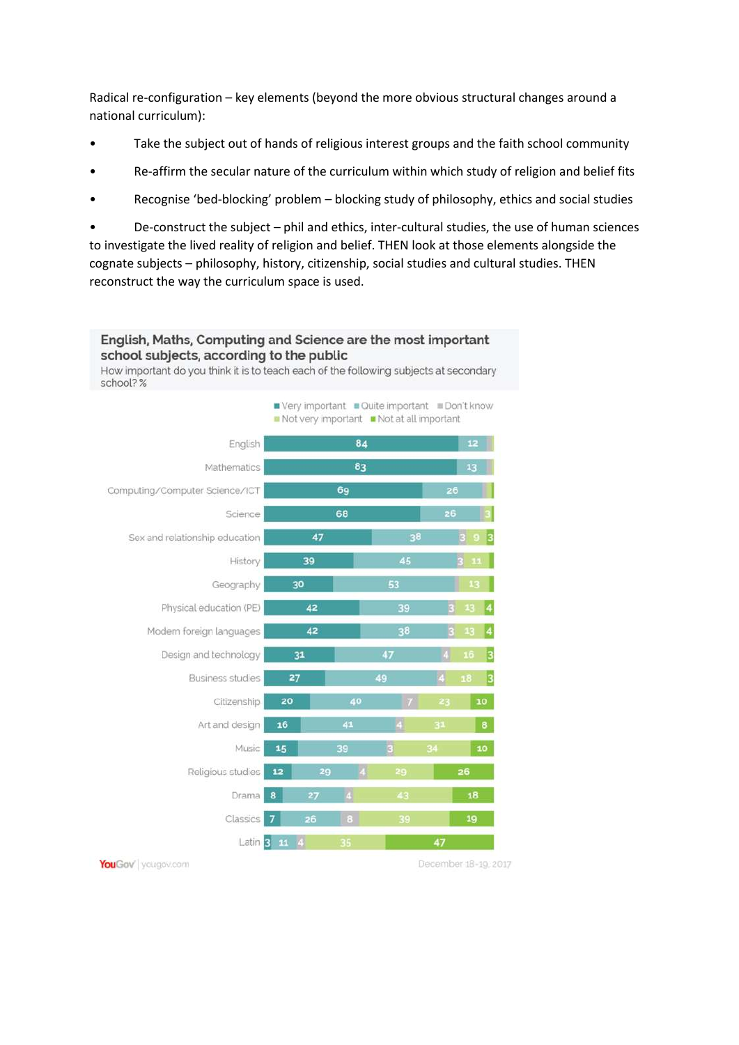Radical re-configuration – key elements (beyond the more obvious structural changes around a national curriculum):

- Take the subject out of hands of religious interest groups and the faith school community
- Re-affirm the secular nature of the curriculum within which study of religion and belief fits
- Recognise 'bed-blocking' problem – blocking study of philosophy, ethics and social studies
- De-construct the subject – phil and ethics, inter-cultural studies, the use of human sciences to investigate the lived reality of religion and belief. THEN look at those elements alongside the cognate subjects – philosophy, history, citizenship, social studies and cultural studies. THEN reconstruct the way the curriculum space is used.

**English, Maths, Computing and Science are the most important school subjects, according to the public**

How important do you think it is to teach each of the following subjects at secondary school? %

Very important · Quite important · Don't know · Not very important · Not at all important

English 84 12
Mathematics 83 13
Computing/Computer Science/ICT 69 26
Science 68 26 3
Sex and relationship education 47 38 3 9 3
History 39 45 3 11
Geography 30 53 13
Physical education (PE) 42 39 3 13 4
Modern foreign languages 42 38 3 13 4
Design and technology 31 47 4 16 3
Business studies 27 49 4 18 3
Citizenship 20 40 7 23 10
Art and design 16 41 4 31 8
Music 15 39 3 34 10
Religious studies 12 29 4 29 26
Drama 8 27 4 43 18
Classics 7 26 8 39 19
Latin 3 11 4 35 47

YouGov | yougov.com

December 18-19, 2017